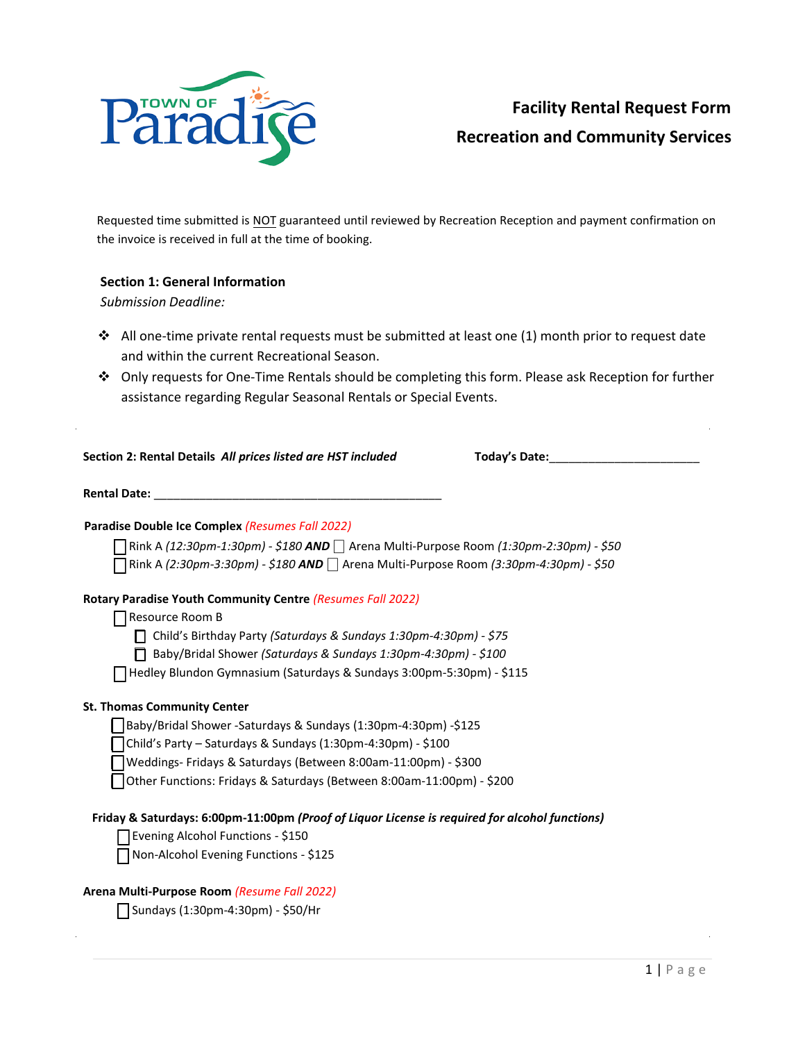# Facility Rental Request Form

## Recreation and Community Services

Requested time submitted is NOT guaranteed until reviewed by Recreation Reception and payment confirmation on the invoice is received in full at the time of booking.

### Section 1: General Information

*Submission Deadline:*

- All one-time private rental requests must be submitted at least one (1) month prior to request date and within the current Recreational Season.
- Only requests for One-Time Rentals should be completing this form. Please ask Reception for further assistance regarding Regular Seasonal Rentals or Special Events.

**Section 2: Rental Details** ***All prices listed are HST included*** **Today's Date:**_______________________

**Rental Date:** _____________________________________________

**Paradise Double Ice Complex** *(Resumes Fall 2022)*

- ☐ Rink A *(12:30pm-1:30pm) - $180* ***AND*** ☐ Arena Multi-Purpose Room *(1:30pm-2:30pm) - $50*
- ☐ Rink A *(2:30pm-3:30pm) - $180* ***AND*** ☐ Arena Multi-Purpose Room *(3:30pm-4:30pm) - $50*

**Rotary Paradise Youth Community Centre** *(Resumes Fall 2022)*

- ☐ Resource Room B
  - ☐ Child's Birthday Party *(Saturdays & Sundays 1:30pm-4:30pm) - $75*
  - ☐ Baby/Bridal Shower *(Saturdays & Sundays 1:30pm-4:30pm) - $100*
- ☐ Hedley Blundon Gymnasium (Saturdays & Sundays 3:00pm-5:30pm) - $115

**St. Thomas Community Center**

- ☐ Baby/Bridal Shower -Saturdays & Sundays (1:30pm-4:30pm) -$125
- ☐ Child's Party – Saturdays & Sundays (1:30pm-4:30pm) - $100
- ☐ Weddings- Fridays & Saturdays (Between 8:00am-11:00pm) - $300
- ☐ Other Functions: Fridays & Saturdays (Between 8:00am-11:00pm) - $200

**Friday & Saturdays: 6:00pm-11:00pm** ***(Proof of Liquor License is required for alcohol functions)***

- ☐ Evening Alcohol Functions - $150
- ☐ Non-Alcohol Evening Functions - $125

**Arena Multi-Purpose Room** *(Resume Fall 2022)*

- ☐ Sundays (1:30pm-4:30pm) - $50/Hr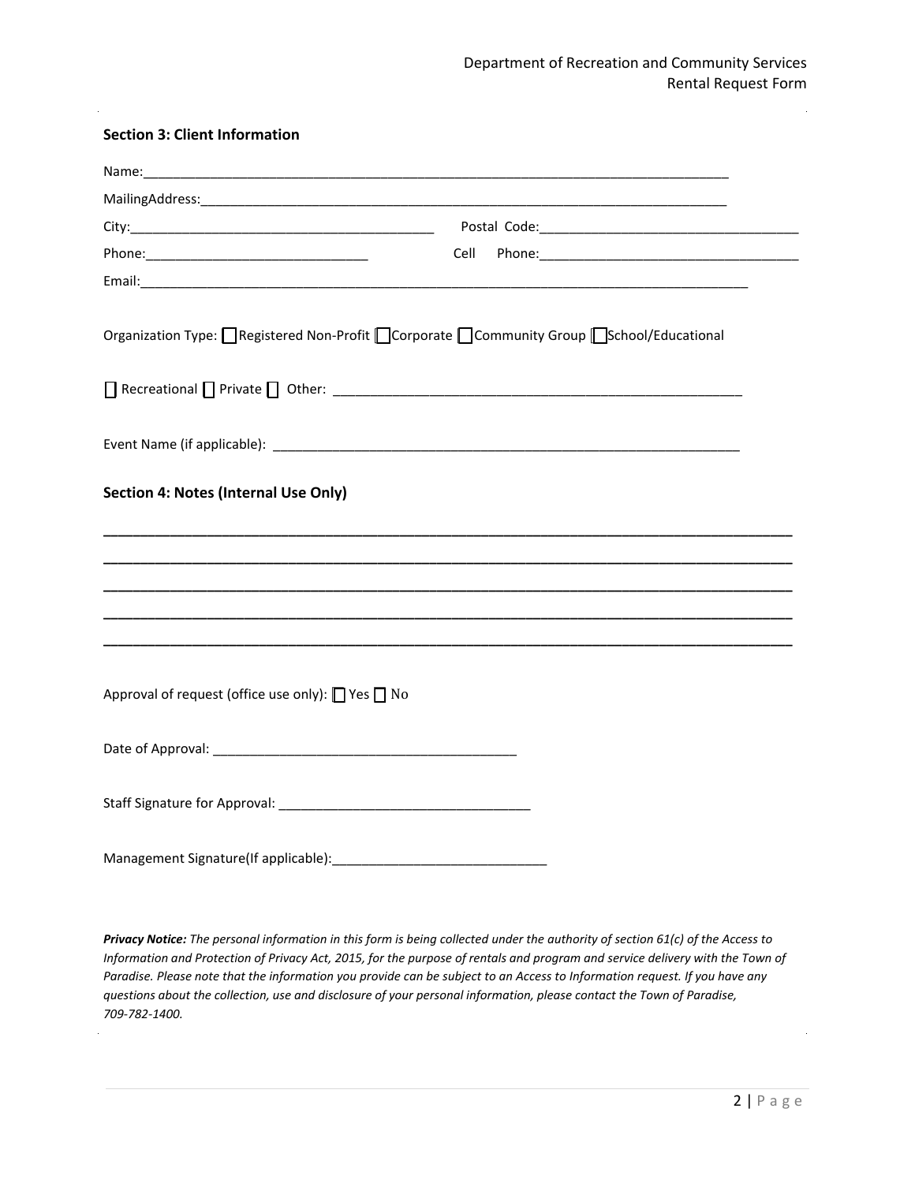**Section 3: Client Information**

Name:_______________________________________________________________________________

MailingAddress:_______________________________________________________________________

City:__________________________________________ Postal Code:___________________________________

Phone:_______________________________ Cell Phone:___________________________________

Email:_________________________________________________________________________________

Organization Type: ☐ Registered Non-Profit ☐ Corporate ☐ Community Group ☐ School/Educational

☐ Recreational ☐ Private ☐ Other: ________________________________________________________

Event Name (if applicable): _________________________________________________________________

**Section 4: Notes (Internal Use Only)**

____________________________________________________________________________________

____________________________________________________________________________________

____________________________________________________________________________________

____________________________________________________________________________________

____________________________________________________________________________________

Approval of request (office use only): ☐ Yes ☐ No

Date of Approval: ________________________________________

Staff Signature for Approval: __________________________________

Management Signature(If applicable):_____________________________

***Privacy Notice:*** *The personal information in this form is being collected under the authority of section 61(c) of the Access to Information and Protection of Privacy Act, 2015, for the purpose of rentals and program and service delivery with the Town of Paradise. Please note that the information you provide can be subject to an Access to Information request. If you have any questions about the collection, use and disclosure of your personal information, please contact the Town of Paradise, 709-782-1400.*